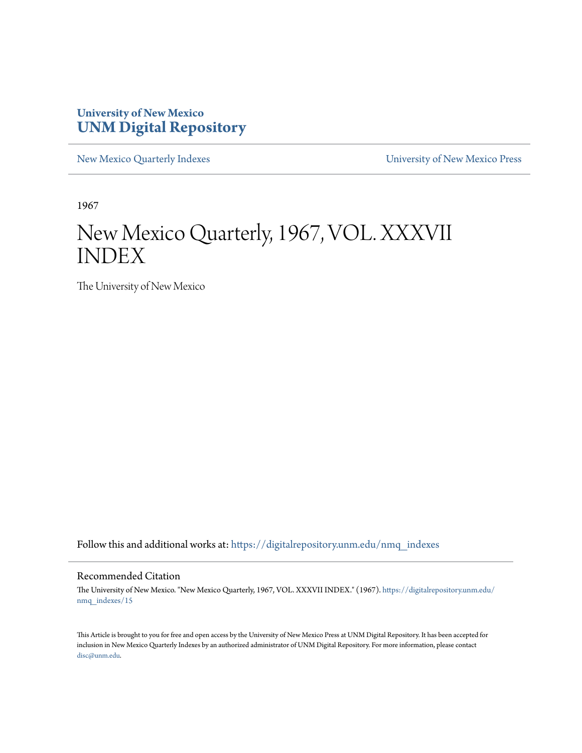# University of New Mexico
# UNM Digital Repository

New Mexico Quarterly Indexes | University of New Mexico Press

1967

# New Mexico Quarterly, 1967, VOL. XXXVII INDEX

The University of New Mexico

Follow this and additional works at: https://digitalrepository.unm.edu/nmq_indexes

## Recommended Citation

The University of New Mexico. "New Mexico Quarterly, 1967, VOL. XXXVII INDEX." (1967). https://digitalrepository.unm.edu/nmq_indexes/15

This Article is brought to you for free and open access by the University of New Mexico Press at UNM Digital Repository. It has been accepted for inclusion in New Mexico Quarterly Indexes by an authorized administrator of UNM Digital Repository. For more information, please contact disc@unm.edu.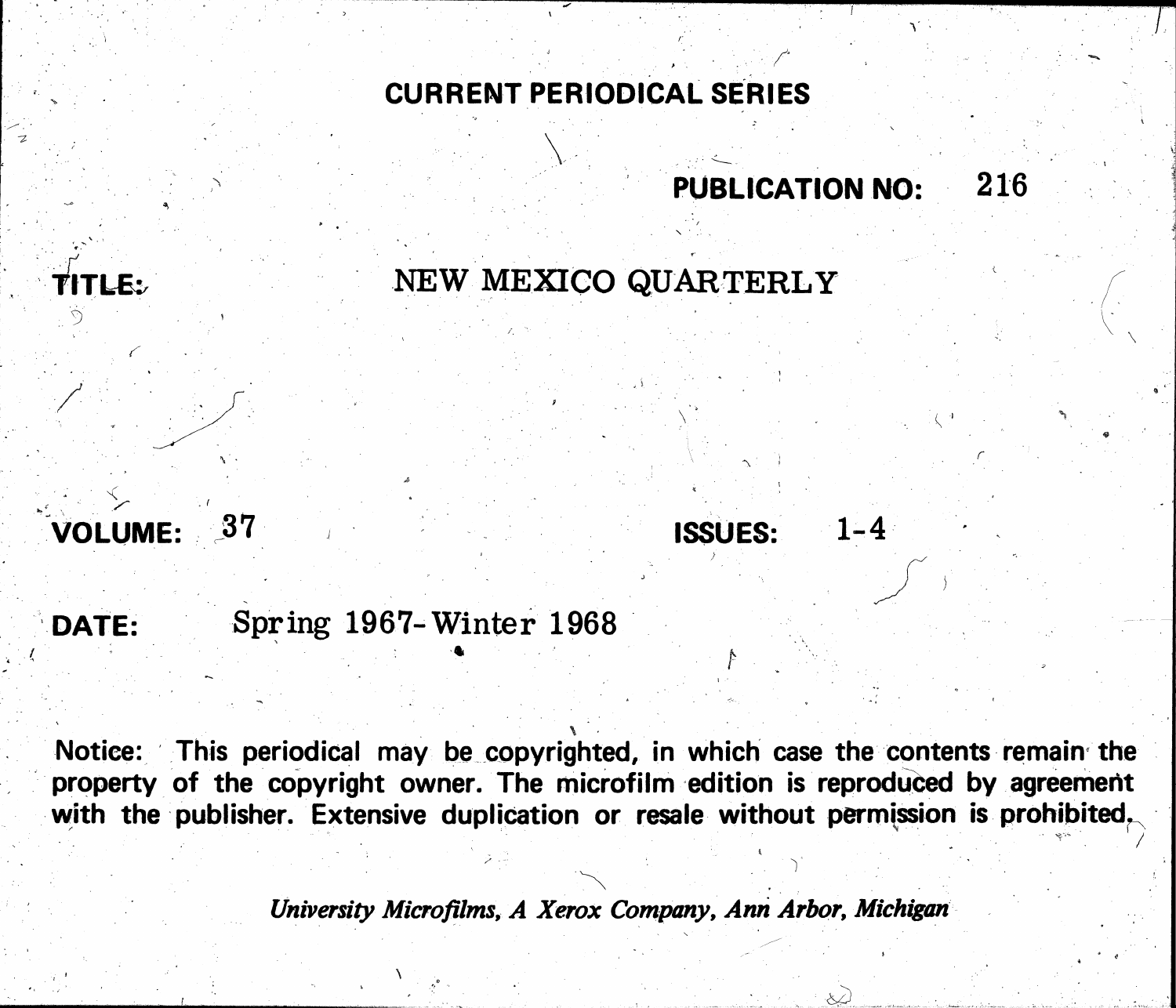# CURRENT PERIODICAL SERIES

**PUBLICATION NO:** 216

**TITLE:** NEW MEXICO QUARTERLY

**VOLUME:** 37

**ISSUES:** 1-4

**DATE:** Spring 1967-Winter 1968

Notice: This periodical may be copyrighted, in which case the contents remain the property of the copyright owner. The microfilm edition is reproduced by agreement with the publisher. Extensive duplication or resale without permission is prohibited.

*University Microfilms, A Xerox Company, Ann Arbor, Michigan*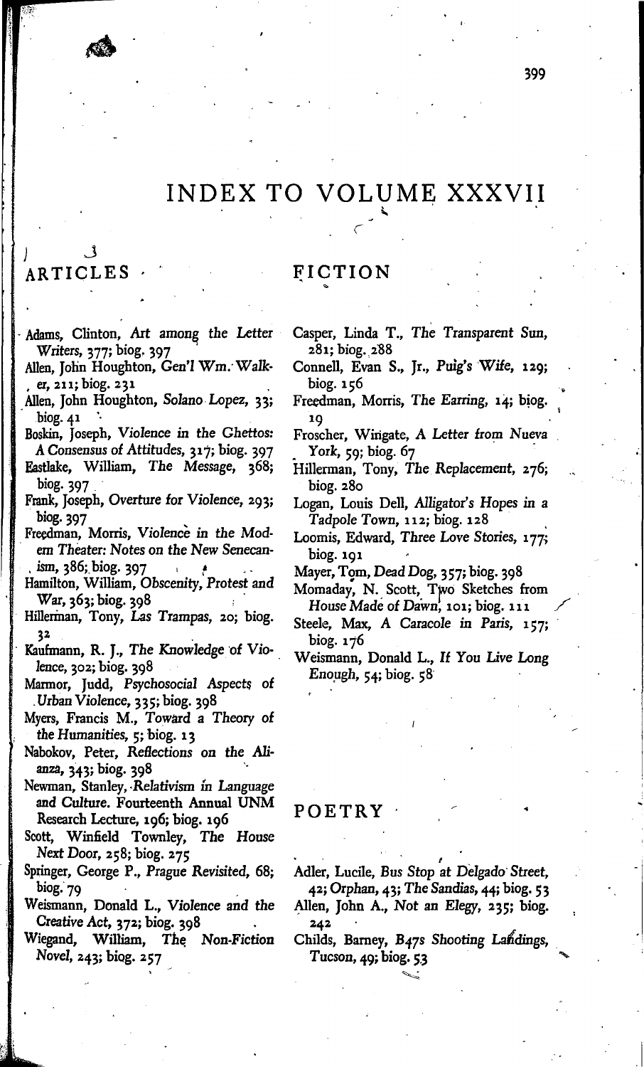# INDEX TO VOLUME XXXVII

## ARTICLES

Adams, Clinton, *Art among the Letter Writers*, 377; biog. 397

Allen, John Houghton, *Gen'l Wm. Walker*, 211; biog. 231

Allen, John Houghton, *Solano Lopez*, 33; biog. 41

Boskin, Joseph, *Violence in the Ghettos: A Consensus of Attitudes*, 317; biog. 397

Eastlake, William, *The Message*, 368; biog. 397

Frank, Joseph, *Overture for Violence*, 293; biog. 397

Freedman, Morris, *Violence in the Modern Theater: Notes on the New Senecanism*, 386; biog. 397

Hamilton, William, *Obscenity, Protest and War*, 363; biog. 398

Hillerman, Tony, *Las Trampas*, 20; biog. 32

Kaufmann, R. J., *The Knowledge of Violence*, 302; biog. 398

Marmor, Judd, *Psychosocial Aspects of Urban Violence*, 335; biog. 398

Myers, Francis M., *Toward a Theory of the Humanities*, 5; biog. 13

Nabokov, Peter, *Reflections on the Alianza*, 343; biog. 398

Newman, Stanley, *Relativism in Language and Culture. Fourteenth Annual UNM Research Lecture*, 196; biog. 196

Scott, Winfield Townley, *The House Next Door*, 258; biog. 275

Springer, George P., *Prague Revisited*, 68; biog. 79

Weismann, Donald L., *Violence and the Creative Act*, 372; biog. 398

Wiegand, William, *The Non-Fiction Novel*, 243; biog. 257

## FICTION

Casper, Linda T., *The Transparent Sun*, 281; biog. 288

Connell, Evan S., Jr., *Puig's Wife*, 129; biog. 156

Freedman, Morris, *The Earring*, 14; biog. 19

Froscher, Wingate, *A Letter from Nueva York*, 59; biog. 67

Hillerman, Tony, *The Replacement*, 276; biog. 280

Logan, Louis Dell, *Alligator's Hopes in a Tadpole Town*, 112; biog. 128

Loomis, Edward, *Three Love Stories*, 177; biog. 191

Mayer, Tom, *Dead Dog*, 357; biog. 398

Momaday, N. Scott, *Two Sketches from House Made of Dawn*, 101; biog. 111

Steele, Max, *A Caracole in Paris*, 157; biog. 176

Weismann, Donald L., *If You Live Long Enough*, 54; biog. 58

## POETRY

Adler, Lucile, *Bus Stop at Delgado Street*, 42; *Orphan*, 43; *The Sandias*, 44; biog. 53

Allen, John A., *Not an Elegy*, 235; biog. 242

Childs, Barney, *B47s Shooting Landings, Tucson*, 49; biog. 53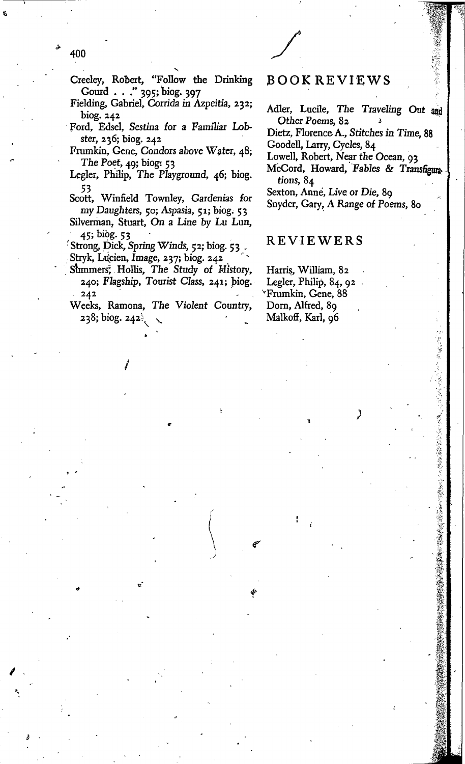Creeley, Robert, "Follow the Drinking Gourd . . ." 395; biog. 397

Fielding, Gabriel, *Corrida in Azpeitia*, 232; biog. 242

Ford, Edsel, *Sestina for a Familiar Lobster*, 236; biog. 242

Frumkin, Gene, *Condors above Water*, 48; *The Poet*, 49; biog. 53

Legler, Philip, *The Playground*, 46; biog. 53

Scott, Winfield Townley, *Gardenias for my Daughters*, 50; *Aspasia*, 51; biog. 53

Silverman, Stuart, *On a Line by Lu Lun*, 45; biog. 53

Strong, Dick, *Spring Winds*, 52; biog. 53

Stryk, Lucien, *Image*, 237; biog. 242

Summers, Hollis, *The Study of History*, 240; *Flagship, Tourist Class*, 241; biog. 242

Weeks, Ramona, *The Violent Country*, 238; biog. 242

## BOOK REVIEWS

Adler, Lucile, *The Traveling Out and Other Poems*, 82

Dietz, Florence A., *Stitches in Time*, 88

Goodell, Larry, *Cycles*, 84

Lowell, Robert, *Near the Ocean*, 93

McCord, Howard, *Fables & Transfigurations*, 84

Sexton, Anne, *Live or Die*, 89

Snyder, Gary, *A Range of Poems*, 80

## REVIEWERS

Harris, William, 82

Legler, Philip, 84, 92

Frumkin, Gene, 88

Dorn, Alfred, 89

Malkoff, Karl, 96